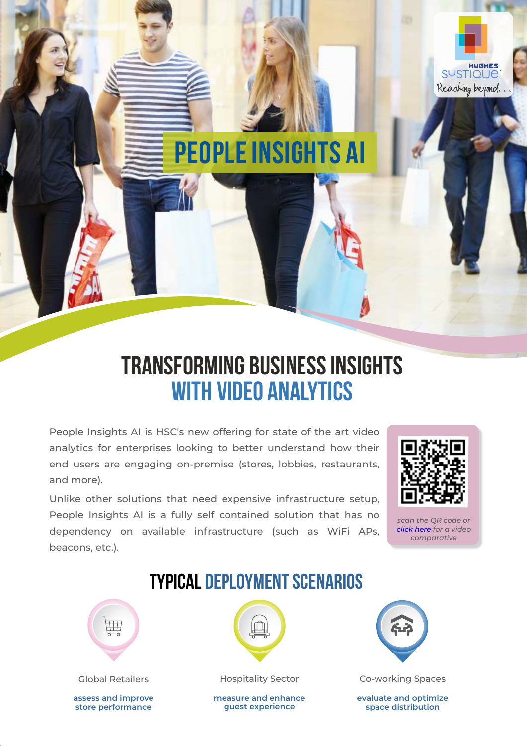HUGHES SYSTIQUE™
Reaching beyond...

# PEOPLE INSIGHTS AI

## TRANSFORMING BUSINESS INSIGHTS WITH VIDEO ANALYTICS

People Insights AI is HSC's new offering for state of the art video analytics for enterprises looking to better understand how their end users are engaging on-premise (stores, lobbies, restaurants, and more).

Unlike other solutions that need expensive infrastructure setup, People Insights AI is a fully self contained solution that has no dependency on available infrastructure (such as WiFi APs, beacons, etc.).

*scan the QR code or click here for a video comparative*

## TYPICAL DEPLOYMENT SCENARIOS

Global Retailers

**assess and improve store performance**

Hospitality Sector

**measure and enhance guest experience**

Co-working Spaces

**evaluate and optimize space distribution**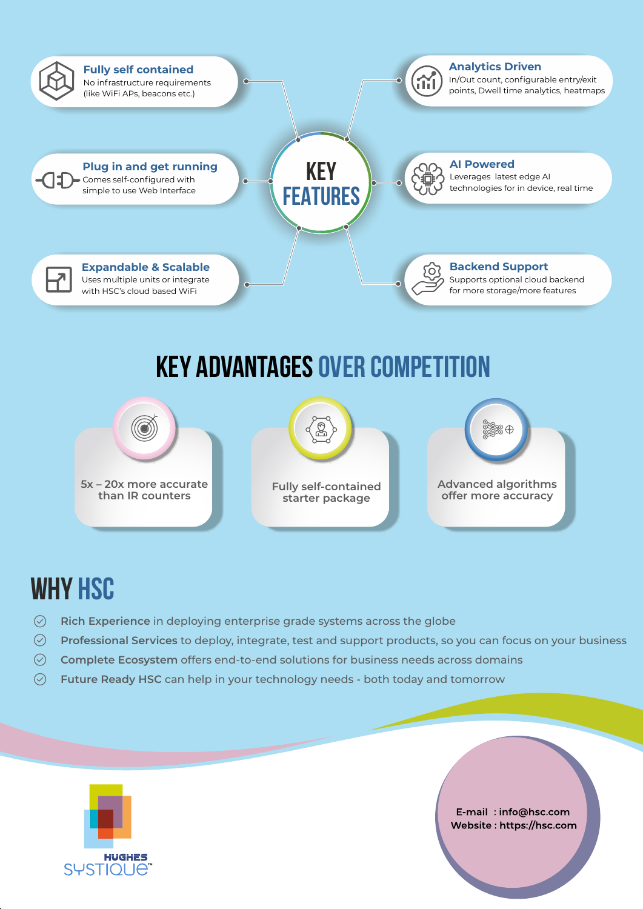# KEY FEATURES

### Fully self contained
No infrastructure requirements (like WiFi APs, beacons etc.)

### Plug in and get running
Comes self-configured with simple to use Web Interface

### Expandable & Scalable
Uses multiple units or integrate with HSC's cloud based WiFi

### Analytics Driven
In/Out count, configurable entry/exit points, Dwell time analytics, heatmaps

### AI Powered
Leverages latest edge AI technologies for in device, real time

### Backend Support
Supports optional cloud backend for more storage/more features

## KEY ADVANTAGES OVER COMPETITION

- 5x – 20x more accurate than IR counters
- Fully self-contained starter package
- Advanced algorithms offer more accuracy

## WHY HSC

- **Rich Experience** in deploying enterprise grade systems across the globe
- **Professional Services** to deploy, integrate, test and support products, so you can focus on your business
- **Complete Ecosystem** offers end-to-end solutions for business needs across domains
- **Future Ready HSC** can help in your technology needs - both today and tomorrow

HUGHES SYSTIQUE™

E-mail : info@hsc.com
Website : https://hsc.com